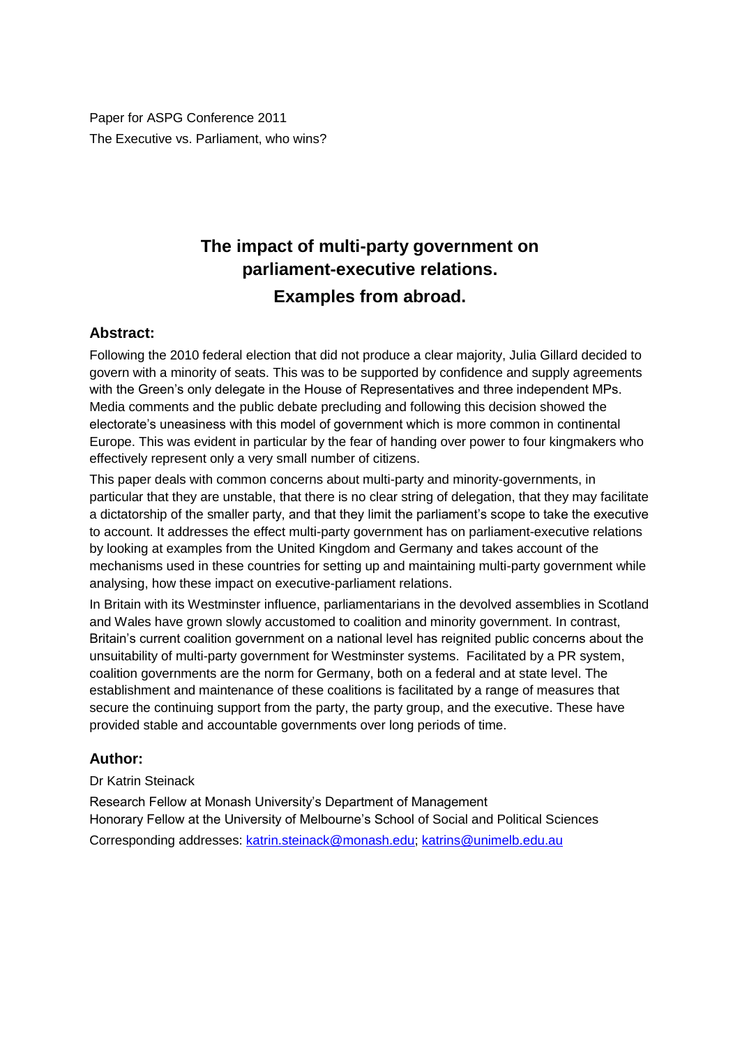Paper for ASPG Conference 2011
The Executive vs. Parliament, who wins?

# The impact of multi-party government on parliament-executive relations.
## Examples from abroad.

### Abstract:

Following the 2010 federal election that did not produce a clear majority, Julia Gillard decided to govern with a minority of seats. This was to be supported by confidence and supply agreements with the Green's only delegate in the House of Representatives and three independent MPs. Media comments and the public debate precluding and following this decision showed the electorate's uneasiness with this model of government which is more common in continental Europe. This was evident in particular by the fear of handing over power to four kingmakers who effectively represent only a very small number of citizens.

This paper deals with common concerns about multi-party and minority-governments, in particular that they are unstable, that there is no clear string of delegation, that they may facilitate a dictatorship of the smaller party, and that they limit the parliament's scope to take the executive to account. It addresses the effect multi-party government has on parliament-executive relations by looking at examples from the United Kingdom and Germany and takes account of the mechanisms used in these countries for setting up and maintaining multi-party government while analysing, how these impact on executive-parliament relations.

In Britain with its Westminster influence, parliamentarians in the devolved assemblies in Scotland and Wales have grown slowly accustomed to coalition and minority government. In contrast, Britain's current coalition government on a national level has reignited public concerns about the unsuitability of multi-party government for Westminster systems. Facilitated by a PR system, coalition governments are the norm for Germany, both on a federal and at state level. The establishment and maintenance of these coalitions is facilitated by a range of measures that secure the continuing support from the party, the party group, and the executive. These have provided stable and accountable governments over long periods of time.

### Author:

Dr Katrin Steinack

Research Fellow at Monash University's Department of Management
Honorary Fellow at the University of Melbourne's School of Social and Political Sciences
Corresponding addresses: katrin.steinack@monash.edu; katrins@unimelb.edu.au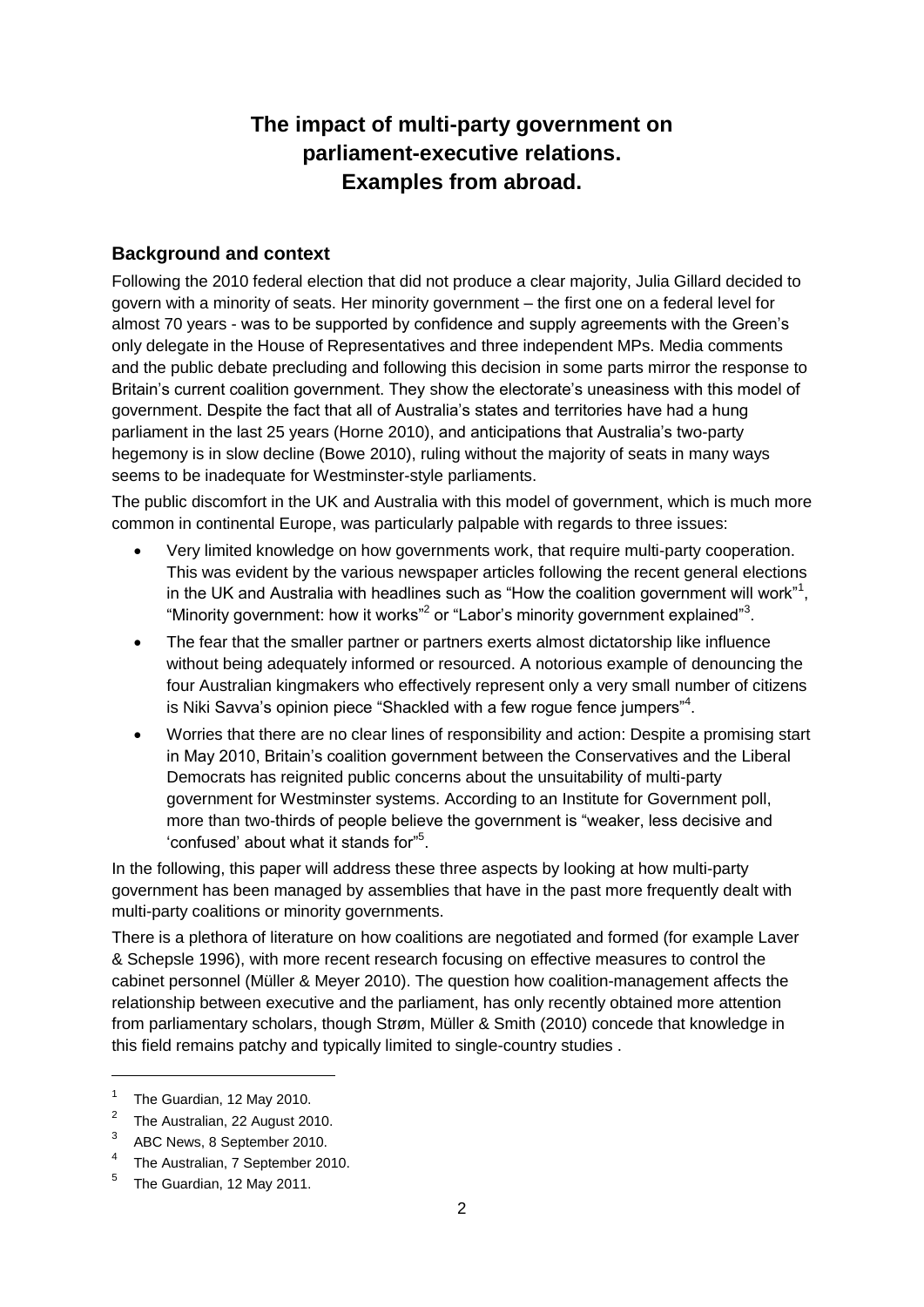# The impact of multi-party government on parliament-executive relations. Examples from abroad.

## Background and context

Following the 2010 federal election that did not produce a clear majority, Julia Gillard decided to govern with a minority of seats. Her minority government – the first one on a federal level for almost 70 years - was to be supported by confidence and supply agreements with the Green's only delegate in the House of Representatives and three independent MPs. Media comments and the public debate precluding and following this decision in some parts mirror the response to Britain's current coalition government. They show the electorate's uneasiness with this model of government. Despite the fact that all of Australia's states and territories have had a hung parliament in the last 25 years (Horne 2010), and anticipations that Australia's two-party hegemony is in slow decline (Bowe 2010), ruling without the majority of seats in many ways seems to be inadequate for Westminster-style parliaments.

The public discomfort in the UK and Australia with this model of government, which is much more common in continental Europe, was particularly palpable with regards to three issues:

- Very limited knowledge on how governments work, that require multi-party cooperation. This was evident by the various newspaper articles following the recent general elections in the UK and Australia with headlines such as "How the coalition government will work"[1], "Minority government: how it works"[2] or "Labor's minority government explained"[3].
- The fear that the smaller partner or partners exerts almost dictatorship like influence without being adequately informed or resourced. A notorious example of denouncing the four Australian kingmakers who effectively represent only a very small number of citizens is Niki Savva's opinion piece "Shackled with a few rogue fence jumpers"[4].
- Worries that there are no clear lines of responsibility and action: Despite a promising start in May 2010, Britain's coalition government between the Conservatives and the Liberal Democrats has reignited public concerns about the unsuitability of multi-party government for Westminster systems. According to an Institute for Government poll, more than two-thirds of people believe the government is "weaker, less decisive and 'confused' about what it stands for"[5].

In the following, this paper will address these three aspects by looking at how multi-party government has been managed by assemblies that have in the past more frequently dealt with multi-party coalitions or minority governments.

There is a plethora of literature on how coalitions are negotiated and formed (for example Laver & Schepsle 1996), with more recent research focusing on effective measures to control the cabinet personnel (Müller & Meyer 2010). The question how coalition-management affects the relationship between executive and the parliament, has only recently obtained more attention from parliamentary scholars, though Strøm, Müller & Smith (2010) concede that knowledge in this field remains patchy and typically limited to single-country studies .

---

[1] The Guardian, 12 May 2010.

[2] The Australian, 22 August 2010.

[3] ABC News, 8 September 2010.

[4] The Australian, 7 September 2010.

[5] The Guardian, 12 May 2011.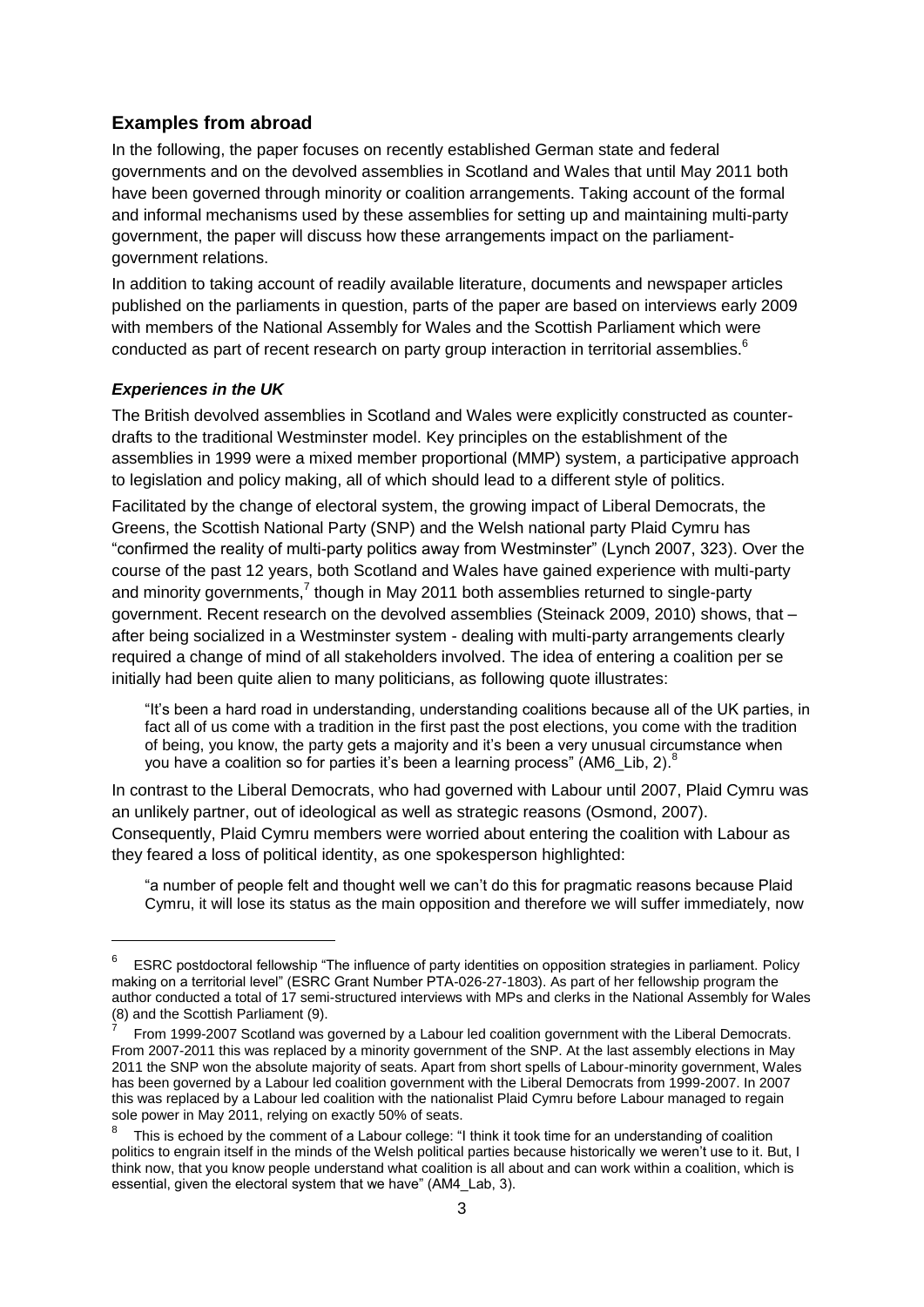## Examples from abroad

In the following, the paper focuses on recently established German state and federal governments and on the devolved assemblies in Scotland and Wales that until May 2011 both have been governed through minority or coalition arrangements. Taking account of the formal and informal mechanisms used by these assemblies for setting up and maintaining multi-party government, the paper will discuss how these arrangements impact on the parliament-government relations.

In addition to taking account of readily available literature, documents and newspaper articles published on the parliaments in question, parts of the paper are based on interviews early 2009 with members of the National Assembly for Wales and the Scottish Parliament which were conducted as part of recent research on party group interaction in territorial assemblies.[6]

### *Experiences in the UK*

The British devolved assemblies in Scotland and Wales were explicitly constructed as counter-drafts to the traditional Westminster model. Key principles on the establishment of the assemblies in 1999 were a mixed member proportional (MMP) system, a participative approach to legislation and policy making, all of which should lead to a different style of politics.

Facilitated by the change of electoral system, the growing impact of Liberal Democrats, the Greens, the Scottish National Party (SNP) and the Welsh national party Plaid Cymru has "confirmed the reality of multi-party politics away from Westminster" (Lynch 2007, 323). Over the course of the past 12 years, both Scotland and Wales have gained experience with multi-party and minority governments,[7] though in May 2011 both assemblies returned to single-party government. Recent research on the devolved assemblies (Steinack 2009, 2010) shows, that – after being socialized in a Westminster system - dealing with multi-party arrangements clearly required a change of mind of all stakeholders involved. The idea of entering a coalition per se initially had been quite alien to many politicians, as following quote illustrates:

> "It's been a hard road in understanding, understanding coalitions because all of the UK parties, in fact all of us come with a tradition in the first past the post elections, you come with the tradition of being, you know, the party gets a majority and it's been a very unusual circumstance when you have a coalition so for parties it's been a learning process" (AM6_Lib, 2).[8]

In contrast to the Liberal Democrats, who had governed with Labour until 2007, Plaid Cymru was an unlikely partner, out of ideological as well as strategic reasons (Osmond, 2007). Consequently, Plaid Cymru members were worried about entering the coalition with Labour as they feared a loss of political identity, as one spokesperson highlighted:

> "a number of people felt and thought well we can't do this for pragmatic reasons because Plaid Cymru, it will lose its status as the main opposition and therefore we will suffer immediately, now

---

[6] ESRC postdoctoral fellowship "The influence of party identities on opposition strategies in parliament. Policy making on a territorial level" (ESRC Grant Number PTA-026-27-1803). As part of her fellowship program the author conducted a total of 17 semi-structured interviews with MPs and clerks in the National Assembly for Wales (8) and the Scottish Parliament (9).

[7] From 1999-2007 Scotland was governed by a Labour led coalition government with the Liberal Democrats. From 2007-2011 this was replaced by a minority government of the SNP. At the last assembly elections in May 2011 the SNP won the absolute majority of seats. Apart from short spells of Labour-minority government, Wales has been governed by a Labour led coalition government with the Liberal Democrats from 1999-2007. In 2007 this was replaced by a Labour led coalition with the nationalist Plaid Cymru before Labour managed to regain sole power in May 2011, relying on exactly 50% of seats.

[8] This is echoed by the comment of a Labour college: "I think it took time for an understanding of coalition politics to engrain itself in the minds of the Welsh political parties because historically we weren't use to it. But, I think now, that you know people understand what coalition is all about and can work within a coalition, which is essential, given the electoral system that we have" (AM4_Lab, 3).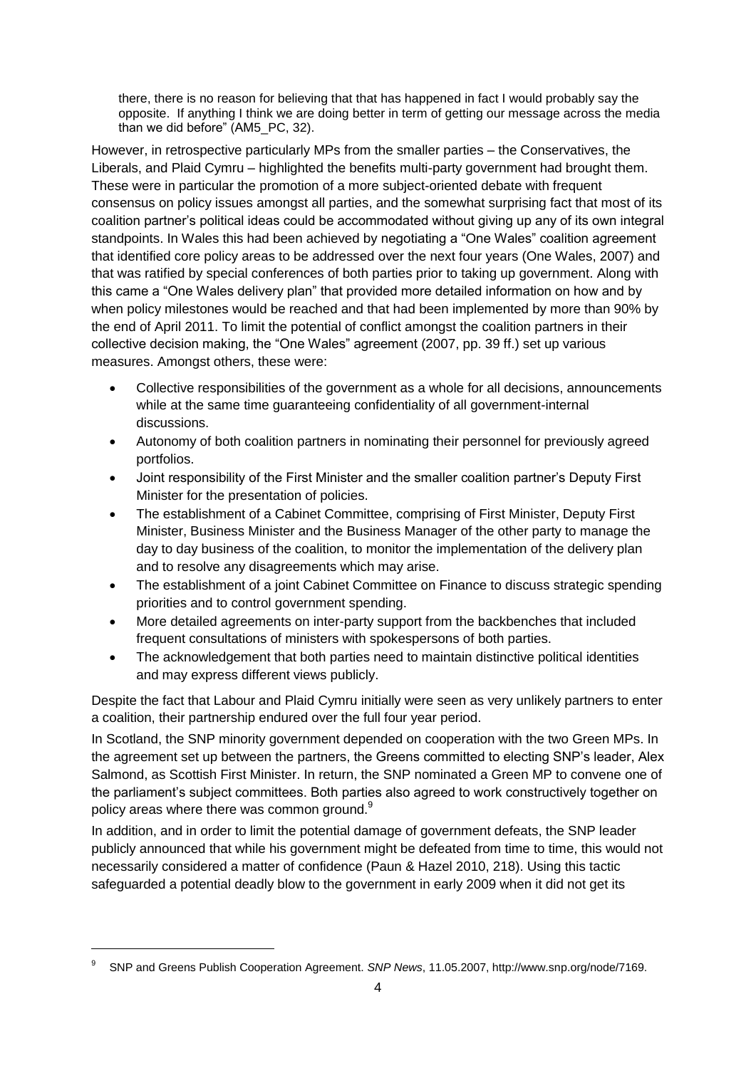there, there is no reason for believing that that has happened in fact I would probably say the opposite. If anything I think we are doing better in term of getting our message across the media than we did before" (AM5_PC, 32).

However, in retrospective particularly MPs from the smaller parties – the Conservatives, the Liberals, and Plaid Cymru – highlighted the benefits multi-party government had brought them. These were in particular the promotion of a more subject-oriented debate with frequent consensus on policy issues amongst all parties, and the somewhat surprising fact that most of its coalition partner's political ideas could be accommodated without giving up any of its own integral standpoints. In Wales this had been achieved by negotiating a "One Wales" coalition agreement that identified core policy areas to be addressed over the next four years (One Wales, 2007) and that was ratified by special conferences of both parties prior to taking up government. Along with this came a "One Wales delivery plan" that provided more detailed information on how and by when policy milestones would be reached and that had been implemented by more than 90% by the end of April 2011. To limit the potential of conflict amongst the coalition partners in their collective decision making, the "One Wales" agreement (2007, pp. 39 ff.) set up various measures. Amongst others, these were:

- Collective responsibilities of the government as a whole for all decisions, announcements while at the same time guaranteeing confidentiality of all government-internal discussions.
- Autonomy of both coalition partners in nominating their personnel for previously agreed portfolios.
- Joint responsibility of the First Minister and the smaller coalition partner's Deputy First Minister for the presentation of policies.
- The establishment of a Cabinet Committee, comprising of First Minister, Deputy First Minister, Business Minister and the Business Manager of the other party to manage the day to day business of the coalition, to monitor the implementation of the delivery plan and to resolve any disagreements which may arise.
- The establishment of a joint Cabinet Committee on Finance to discuss strategic spending priorities and to control government spending.
- More detailed agreements on inter-party support from the backbenches that included frequent consultations of ministers with spokespersons of both parties.
- The acknowledgement that both parties need to maintain distinctive political identities and may express different views publicly.

Despite the fact that Labour and Plaid Cymru initially were seen as very unlikely partners to enter a coalition, their partnership endured over the full four year period.

In Scotland, the SNP minority government depended on cooperation with the two Green MPs. In the agreement set up between the partners, the Greens committed to electing SNP's leader, Alex Salmond, as Scottish First Minister. In return, the SNP nominated a Green MP to convene one of the parliament's subject committees. Both parties also agreed to work constructively together on policy areas where there was common ground.[9]

In addition, and in order to limit the potential damage of government defeats, the SNP leader publicly announced that while his government might be defeated from time to time, this would not necessarily considered a matter of confidence (Paun & Hazel 2010, 218). Using this tactic safeguarded a potential deadly blow to the government in early 2009 when it did not get its

[9] SNP and Greens Publish Cooperation Agreement. *SNP News*, 11.05.2007, http://www.snp.org/node/7169.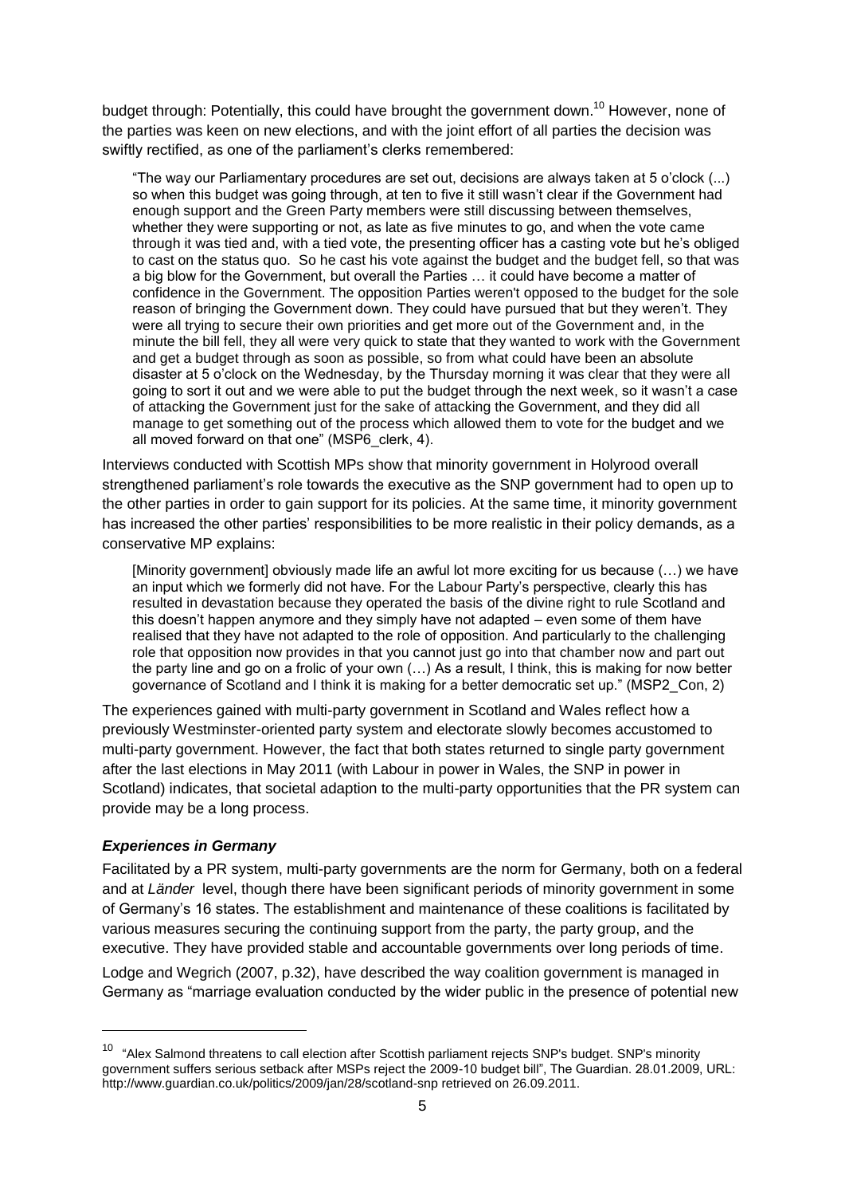budget through: Potentially, this could have brought the government down.[10] However, none of the parties was keen on new elections, and with the joint effort of all parties the decision was swiftly rectified, as one of the parliament's clerks remembered:

> "The way our Parliamentary procedures are set out, decisions are always taken at 5 o'clock (...) so when this budget was going through, at ten to five it still wasn't clear if the Government had enough support and the Green Party members were still discussing between themselves, whether they were supporting or not, as late as five minutes to go, and when the vote came through it was tied and, with a tied vote, the presenting officer has a casting vote but he's obliged to cast on the status quo. So he cast his vote against the budget and the budget fell, so that was a big blow for the Government, but overall the Parties … it could have become a matter of confidence in the Government. The opposition Parties weren't opposed to the budget for the sole reason of bringing the Government down. They could have pursued that but they weren't. They were all trying to secure their own priorities and get more out of the Government and, in the minute the bill fell, they all were very quick to state that they wanted to work with the Government and get a budget through as soon as possible, so from what could have been an absolute disaster at 5 o'clock on the Wednesday, by the Thursday morning it was clear that they were all going to sort it out and we were able to put the budget through the next week, so it wasn't a case of attacking the Government just for the sake of attacking the Government, and they did all manage to get something out of the process which allowed them to vote for the budget and we all moved forward on that one" (MSP6_clerk, 4).

Interviews conducted with Scottish MPs show that minority government in Holyrood overall strengthened parliament's role towards the executive as the SNP government had to open up to the other parties in order to gain support for its policies. At the same time, it minority government has increased the other parties' responsibilities to be more realistic in their policy demands, as a conservative MP explains:

> [Minority government] obviously made life an awful lot more exciting for us because (…) we have an input which we formerly did not have. For the Labour Party's perspective, clearly this has resulted in devastation because they operated the basis of the divine right to rule Scotland and this doesn't happen anymore and they simply have not adapted – even some of them have realised that they have not adapted to the role of opposition. And particularly to the challenging role that opposition now provides in that you cannot just go into that chamber now and part out the party line and go on a frolic of your own (…) As a result, I think, this is making for now better governance of Scotland and I think it is making for a better democratic set up." (MSP2_Con, 2)

The experiences gained with multi-party government in Scotland and Wales reflect how a previously Westminster-oriented party system and electorate slowly becomes accustomed to multi-party government. However, the fact that both states returned to single party government after the last elections in May 2011 (with Labour in power in Wales, the SNP in power in Scotland) indicates, that societal adaption to the multi-party opportunities that the PR system can provide may be a long process.

### *Experiences in Germany*

Facilitated by a PR system, multi-party governments are the norm for Germany, both on a federal and at *Länder* level, though there have been significant periods of minority government in some of Germany's 16 states. The establishment and maintenance of these coalitions is facilitated by various measures securing the continuing support from the party, the party group, and the executive. They have provided stable and accountable governments over long periods of time.

Lodge and Wegrich (2007, p.32), have described the way coalition government is managed in Germany as "marriage evaluation conducted by the wider public in the presence of potential new

---

[10] "Alex Salmond threatens to call election after Scottish parliament rejects SNP's budget. SNP's minority government suffers serious setback after MSPs reject the 2009-10 budget bill", The Guardian. 28.01.2009, URL: http://www.guardian.co.uk/politics/2009/jan/28/scotland-snp retrieved on 26.09.2011.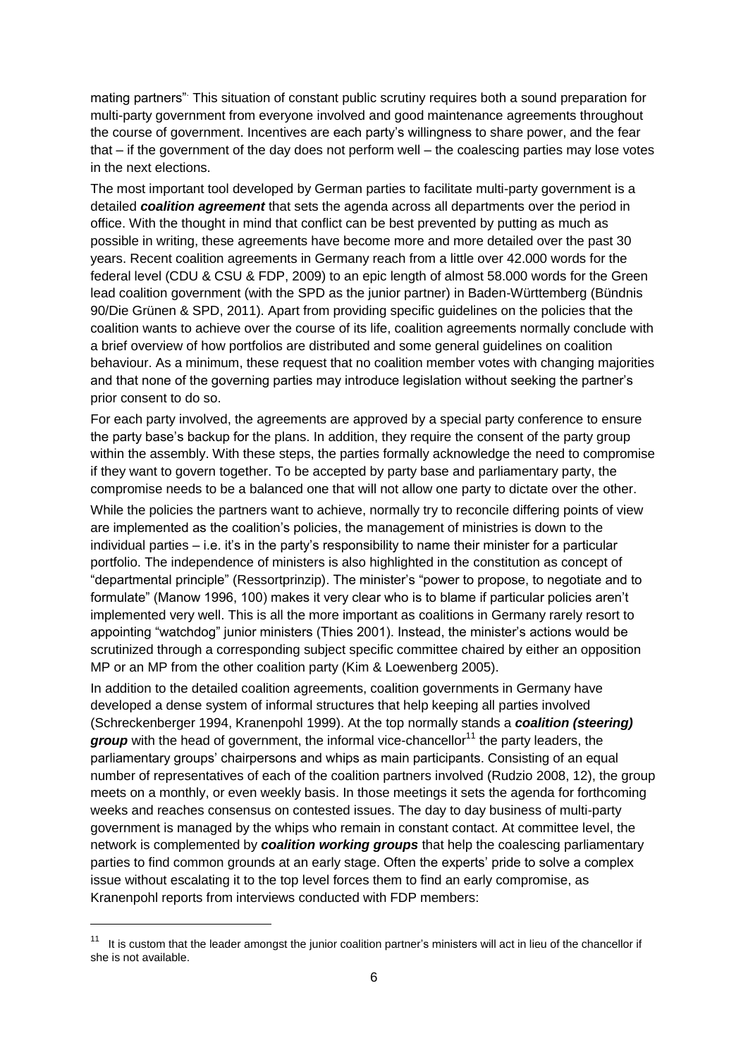mating partners". This situation of constant public scrutiny requires both a sound preparation for multi-party government from everyone involved and good maintenance agreements throughout the course of government. Incentives are each party's willingness to share power, and the fear that – if the government of the day does not perform well – the coalescing parties may lose votes in the next elections.

The most important tool developed by German parties to facilitate multi-party government is a detailed ***coalition agreement*** that sets the agenda across all departments over the period in office. With the thought in mind that conflict can be best prevented by putting as much as possible in writing, these agreements have become more and more detailed over the past 30 years. Recent coalition agreements in Germany reach from a little over 42.000 words for the federal level (CDU & CSU & FDP, 2009) to an epic length of almost 58.000 words for the Green lead coalition government (with the SPD as the junior partner) in Baden-Württemberg (Bündnis 90/Die Grünen & SPD, 2011). Apart from providing specific guidelines on the policies that the coalition wants to achieve over the course of its life, coalition agreements normally conclude with a brief overview of how portfolios are distributed and some general guidelines on coalition behaviour. As a minimum, these request that no coalition member votes with changing majorities and that none of the governing parties may introduce legislation without seeking the partner's prior consent to do so.

For each party involved, the agreements are approved by a special party conference to ensure the party base's backup for the plans. In addition, they require the consent of the party group within the assembly. With these steps, the parties formally acknowledge the need to compromise if they want to govern together. To be accepted by party base and parliamentary party, the compromise needs to be a balanced one that will not allow one party to dictate over the other.

While the policies the partners want to achieve, normally try to reconcile differing points of view are implemented as the coalition's policies, the management of ministries is down to the individual parties – i.e. it's in the party's responsibility to name their minister for a particular portfolio. The independence of ministers is also highlighted in the constitution as concept of "departmental principle" (Ressortprinzip). The minister's "power to propose, to negotiate and to formulate" (Manow 1996, 100) makes it very clear who is to blame if particular policies aren't implemented very well. This is all the more important as coalitions in Germany rarely resort to appointing "watchdog" junior ministers (Thies 2001). Instead, the minister's actions would be scrutinized through a corresponding subject specific committee chaired by either an opposition MP or an MP from the other coalition party (Kim & Loewenberg 2005).

In addition to the detailed coalition agreements, coalition governments in Germany have developed a dense system of informal structures that help keeping all parties involved (Schreckenberger 1994, Kranenpohl 1999). At the top normally stands a ***coalition (steering) group*** with the head of government, the informal vice-chancellor[11] the party leaders, the parliamentary groups' chairpersons and whips as main participants. Consisting of an equal number of representatives of each of the coalition partners involved (Rudzio 2008, 12), the group meets on a monthly, or even weekly basis. In those meetings it sets the agenda for forthcoming weeks and reaches consensus on contested issues. The day to day business of multi-party government is managed by the whips who remain in constant contact. At committee level, the network is complemented by ***coalition working groups*** that help the coalescing parliamentary parties to find common grounds at an early stage. Often the experts' pride to solve a complex issue without escalating it to the top level forces them to find an early compromise, as Kranenpohl reports from interviews conducted with FDP members:

---

[11] It is custom that the leader amongst the junior coalition partner's ministers will act in lieu of the chancellor if she is not available.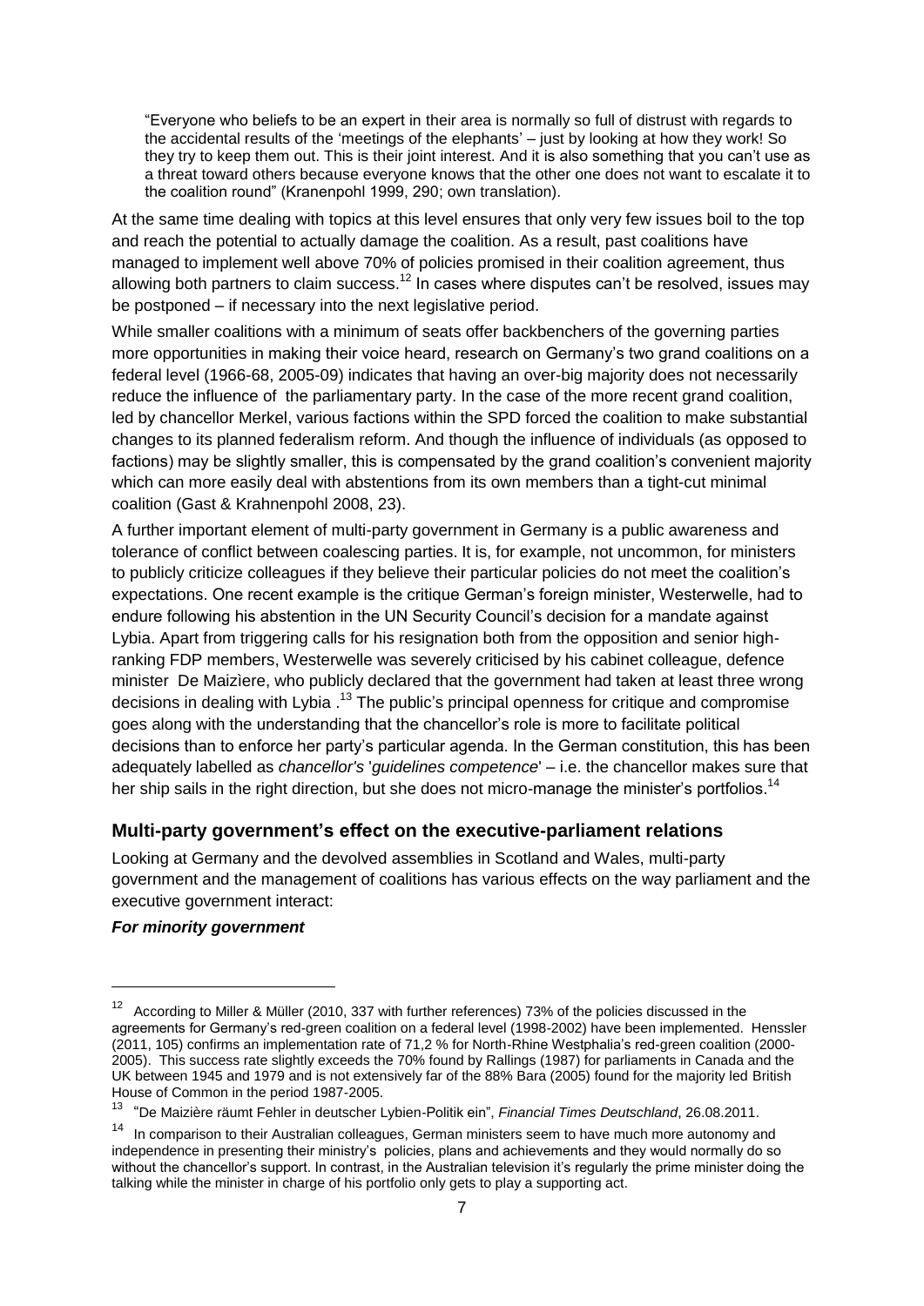> "Everyone who beliefs to be an expert in their area is normally so full of distrust with regards to the accidental results of the 'meetings of the elephants' – just by looking at how they work! So they try to keep them out. This is their joint interest. And it is also something that you can't use as a threat toward others because everyone knows that the other one does not want to escalate it to the coalition round" (Kranenpohl 1999, 290; own translation).

At the same time dealing with topics at this level ensures that only very few issues boil to the top and reach the potential to actually damage the coalition. As a result, past coalitions have managed to implement well above 70% of policies promised in their coalition agreement, thus allowing both partners to claim success.[12] In cases where disputes can't be resolved, issues may be postponed – if necessary into the next legislative period.

While smaller coalitions with a minimum of seats offer backbenchers of the governing parties more opportunities in making their voice heard, research on Germany's two grand coalitions on a federal level (1966-68, 2005-09) indicates that having an over-big majority does not necessarily reduce the influence of the parliamentary party. In the case of the more recent grand coalition, led by chancellor Merkel, various factions within the SPD forced the coalition to make substantial changes to its planned federalism reform. And though the influence of individuals (as opposed to factions) may be slightly smaller, this is compensated by the grand coalition's convenient majority which can more easily deal with abstentions from its own members than a tight-cut minimal coalition (Gast & Krahnenpohl 2008, 23).

A further important element of multi-party government in Germany is a public awareness and tolerance of conflict between coalescing parties. It is, for example, not uncommon, for ministers to publicly criticize colleagues if they believe their particular policies do not meet the coalition's expectations. One recent example is the critique German's foreign minister, Westerwelle, had to endure following his abstention in the UN Security Council's decision for a mandate against Lybia. Apart from triggering calls for his resignation both from the opposition and senior high-ranking FDP members, Westerwelle was severely criticised by his cabinet colleague, defence minister De Maizìere, who publicly declared that the government had taken at least three wrong decisions in dealing with Lybia .[13] The public's principal openness for critique and compromise goes along with the understanding that the chancellor's role is more to facilitate political decisions than to enforce her party's particular agenda. In the German constitution, this has been adequately labelled as *chancellor's 'guidelines competence'* – i.e. the chancellor makes sure that her ship sails in the right direction, but she does not micro-manage the minister's portfolios.[14]

## Multi-party government's effect on the executive-parliament relations

Looking at Germany and the devolved assemblies in Scotland and Wales, multi-party government and the management of coalitions has various effects on the way parliament and the executive government interact:

***For minority government***

---

[12] According to Miller & Müller (2010, 337 with further references) 73% of the policies discussed in the agreements for Germany's red-green coalition on a federal level (1998-2002) have been implemented. Henssler (2011, 105) confirms an implementation rate of 71,2 % for North-Rhine Westphalia's red-green coalition (2000-2005). This success rate slightly exceeds the 70% found by Rallings (1987) for parliaments in Canada and the UK between 1945 and 1979 and is not extensively far of the 88% Bara (2005) found for the majority led British House of Common in the period 1987-2005.

[13] "De Maizière räumt Fehler in deutscher Lybien-Politik ein", *Financial Times Deutschland*, 26.08.2011.

[14] In comparison to their Australian colleagues, German ministers seem to have much more autonomy and independence in presenting their ministry's policies, plans and achievements and they would normally do so without the chancellor's support. In contrast, in the Australian television it's regularly the prime minister doing the talking while the minister in charge of his portfolio only gets to play a supporting act.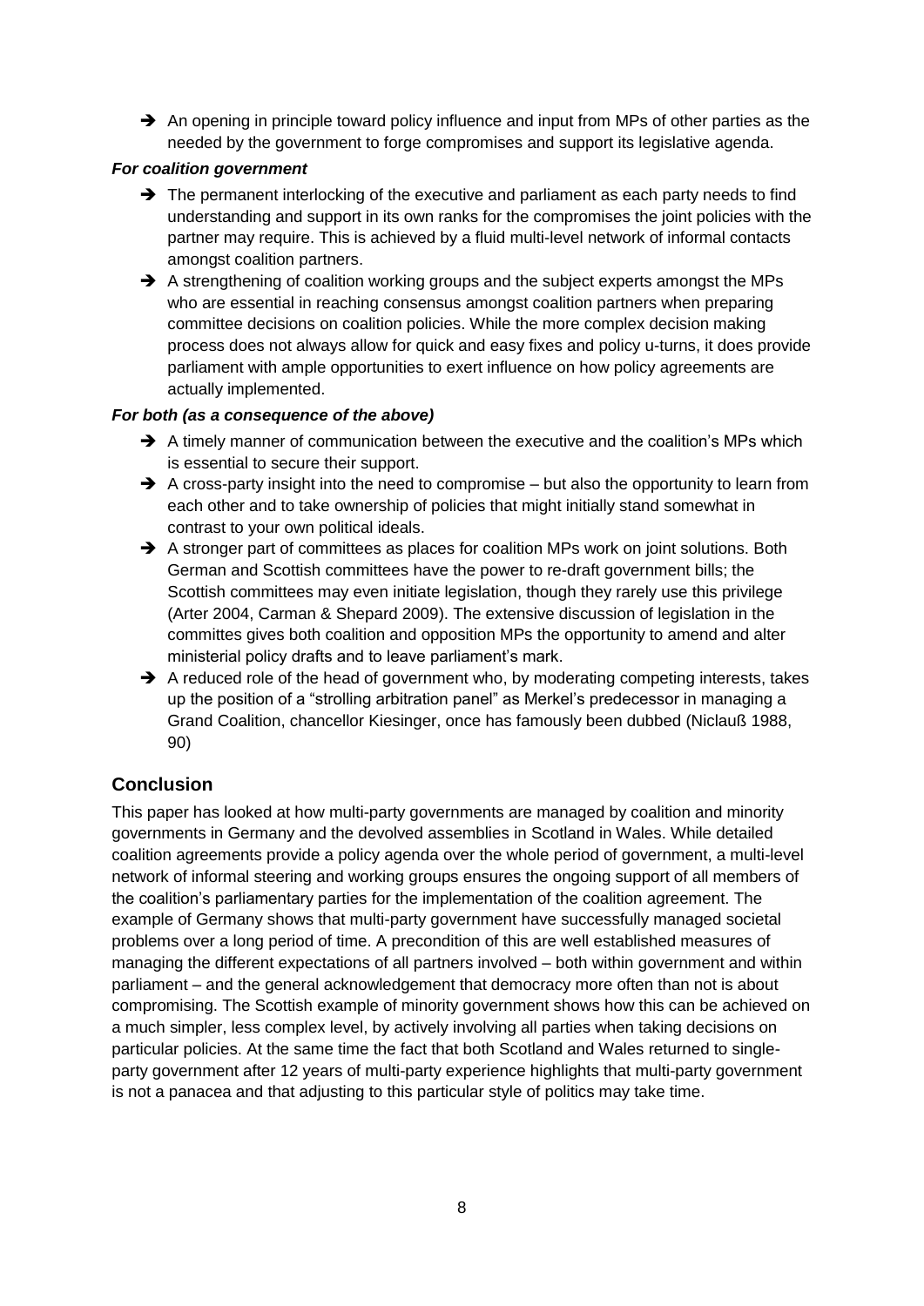- ➔ An opening in principle toward policy influence and input from MPs of other parties as the needed by the government to forge compromises and support its legislative agenda.

***For coalition government***

- ➔ The permanent interlocking of the executive and parliament as each party needs to find understanding and support in its own ranks for the compromises the joint policies with the partner may require. This is achieved by a fluid multi-level network of informal contacts amongst coalition partners.
- ➔ A strengthening of coalition working groups and the subject experts amongst the MPs who are essential in reaching consensus amongst coalition partners when preparing committee decisions on coalition policies. While the more complex decision making process does not always allow for quick and easy fixes and policy u-turns, it does provide parliament with ample opportunities to exert influence on how policy agreements are actually implemented.

***For both (as a consequence of the above)***

- ➔ A timely manner of communication between the executive and the coalition's MPs which is essential to secure their support.
- ➔ A cross-party insight into the need to compromise – but also the opportunity to learn from each other and to take ownership of policies that might initially stand somewhat in contrast to your own political ideals.
- ➔ A stronger part of committees as places for coalition MPs work on joint solutions. Both German and Scottish committees have the power to re-draft government bills; the Scottish committees may even initiate legislation, though they rarely use this privilege (Arter 2004, Carman & Shepard 2009). The extensive discussion of legislation in the committes gives both coalition and opposition MPs the opportunity to amend and alter ministerial policy drafts and to leave parliament's mark.
- ➔ A reduced role of the head of government who, by moderating competing interests, takes up the position of a "strolling arbitration panel" as Merkel's predecessor in managing a Grand Coalition, chancellor Kiesinger, once has famously been dubbed (Niclauß 1988, 90)

## Conclusion

This paper has looked at how multi-party governments are managed by coalition and minority governments in Germany and the devolved assemblies in Scotland in Wales. While detailed coalition agreements provide a policy agenda over the whole period of government, a multi-level network of informal steering and working groups ensures the ongoing support of all members of the coalition's parliamentary parties for the implementation of the coalition agreement. The example of Germany shows that multi-party government have successfully managed societal problems over a long period of time. A precondition of this are well established measures of managing the different expectations of all partners involved – both within government and within parliament – and the general acknowledgement that democracy more often than not is about compromising. The Scottish example of minority government shows how this can be achieved on a much simpler, less complex level, by actively involving all parties when taking decisions on particular policies. At the same time the fact that both Scotland and Wales returned to single-party government after 12 years of multi-party experience highlights that multi-party government is not a panacea and that adjusting to this particular style of politics may take time.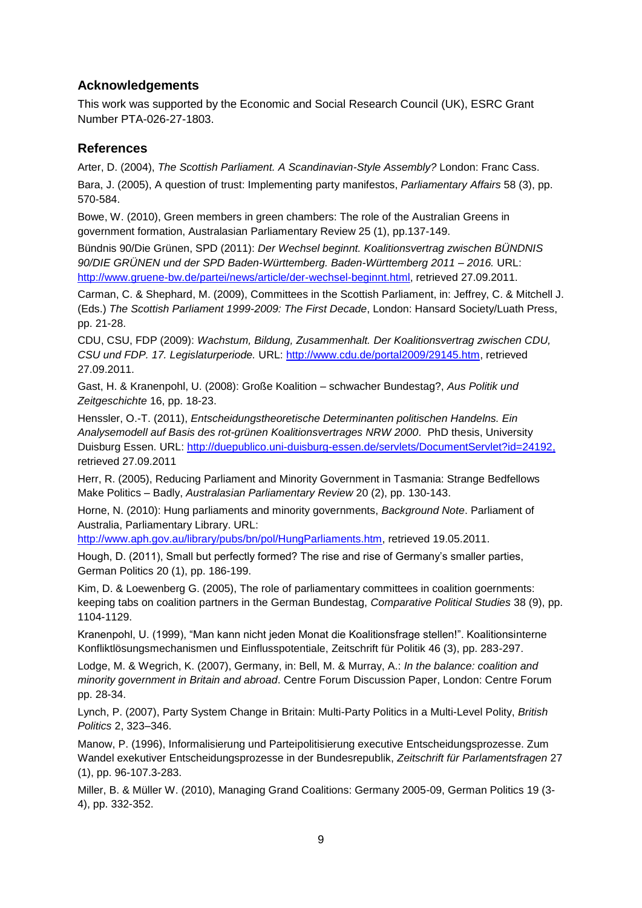## Acknowledgements

This work was supported by the Economic and Social Research Council (UK), ESRC Grant Number PTA-026-27-1803.

## References

Arter, D. (2004), *The Scottish Parliament. A Scandinavian-Style Assembly?* London: Franc Cass.

Bara, J. (2005), A question of trust: Implementing party manifestos, *Parliamentary Affairs* 58 (3), pp. 570-584.

Bowe, W. (2010), Green members in green chambers: The role of the Australian Greens in government formation, Australasian Parliamentary Review 25 (1), pp.137-149.

Bündnis 90/Die Grünen, SPD (2011): *Der Wechsel beginnt. Koalitionsvertrag zwischen BÜNDNIS 90/DIE GRÜNEN und der SPD Baden-Württemberg. Baden-Württemberg 2011 – 2016.* URL: http://www.gruene-bw.de/partei/news/article/der-wechsel-beginnt.html, retrieved 27.09.2011.

Carman, C. & Shephard, M. (2009), Committees in the Scottish Parliament, in: Jeffrey, C. & Mitchell J. (Eds.) *The Scottish Parliament 1999-2009: The First Decade*, London: Hansard Society/Luath Press, pp. 21-28.

CDU, CSU, FDP (2009): *Wachstum, Bildung, Zusammenhalt. Der Koalitionsvertrag zwischen CDU, CSU und FDP. 17. Legislaturperiode.* URL: http://www.cdu.de/portal2009/29145.htm, retrieved 27.09.2011.

Gast, H. & Kranenpohl, U. (2008): Große Koalition – schwacher Bundestag?, *Aus Politik und Zeitgeschichte* 16, pp. 18-23.

Henssler, O.-T. (2011), *Entscheidungstheoretische Determinanten politischen Handelns. Ein Analysemodell auf Basis des rot-grünen Koalitionsvertrages NRW 2000*. PhD thesis, University Duisburg Essen. URL: http://duepublico.uni-duisburg-essen.de/servlets/DocumentServlet?id=24192, retrieved 27.09.2011

Herr, R. (2005), Reducing Parliament and Minority Government in Tasmania: Strange Bedfellows Make Politics – Badly, *Australasian Parliamentary Review* 20 (2), pp. 130-143.

Horne, N. (2010): Hung parliaments and minority governments, *Background Note*. Parliament of Australia, Parliamentary Library. URL: http://www.aph.gov.au/library/pubs/bn/pol/HungParliaments.htm, retrieved 19.05.2011.

Hough, D. (2011), Small but perfectly formed? The rise and rise of Germany's smaller parties, German Politics 20 (1), pp. 186-199.

Kim, D. & Loewenberg G. (2005), The role of parliamentary committees in coalition goernments: keeping tabs on coalition partners in the German Bundestag, *Comparative Political Studies* 38 (9), pp. 1104-1129.

Kranenpohl, U. (1999), "Man kann nicht jeden Monat die Koalitionsfrage stellen!". Koalitionsinterne Konfliktlösungsmechanismen und Einflusspotentiale, Zeitschrift für Politik 46 (3), pp. 283-297.

Lodge, M. & Wegrich, K. (2007), Germany, in: Bell, M. & Murray, A.: *In the balance: coalition and minority government in Britain and abroad*. Centre Forum Discussion Paper, London: Centre Forum pp. 28-34.

Lynch, P. (2007), Party System Change in Britain: Multi-Party Politics in a Multi-Level Polity, *British Politics* 2, 323–346.

Manow, P. (1996), Informalisierung und Parteipolitisierung executive Entscheidungsprozesse. Zum Wandel exekutiver Entscheidungsprozesse in der Bundesrepublik, *Zeitschrift für Parlamentsfragen* 27 (1), pp. 96-107.3-283.

Miller, B. & Müller W. (2010), Managing Grand Coalitions: Germany 2005-09, German Politics 19 (3-4), pp. 332-352.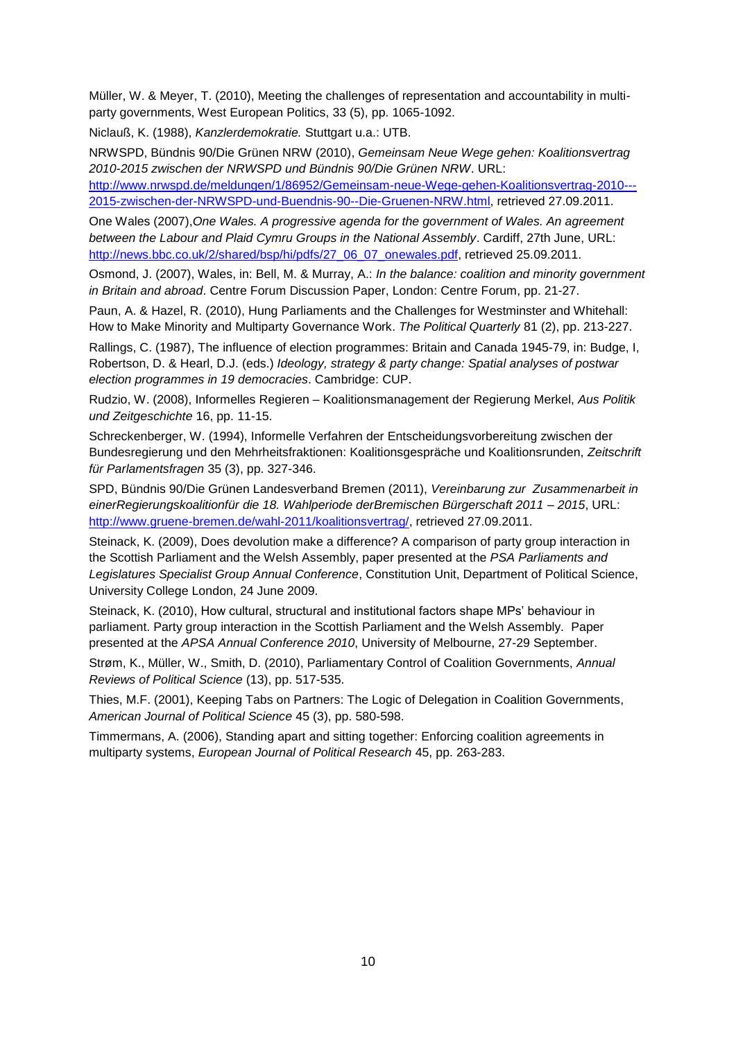Müller, W. & Meyer, T. (2010), Meeting the challenges of representation and accountability in multi-party governments, West European Politics, 33 (5), pp. 1065-1092.

Niclauß, K. (1988), *Kanzlerdemokratie.* Stuttgart u.a.: UTB.

NRWSPD, Bündnis 90/Die Grünen NRW (2010), *Gemeinsam Neue Wege gehen: Koalitionsvertrag 2010-2015 zwischen der NRWSPD und Bündnis 90/Die Grünen NRW*. URL: http://www.nrwspd.de/meldungen/1/86952/Gemeinsam-neue-Wege-gehen-Koalitionsvertrag-2010---2015-zwischen-der-NRWSPD-und-Buendnis-90--Die-Gruenen-NRW.html, retrieved 27.09.2011.

One Wales (2007),*One Wales. A progressive agenda for the government of Wales. An agreement between the Labour and Plaid Cymru Groups in the National Assembly*. Cardiff, 27th June, URL: http://news.bbc.co.uk/2/shared/bsp/hi/pdfs/27_06_07_onewales.pdf, retrieved 25.09.2011.

Osmond, J. (2007), Wales, in: Bell, M. & Murray, A.: *In the balance: coalition and minority government in Britain and abroad*. Centre Forum Discussion Paper, London: Centre Forum, pp. 21-27.

Paun, A. & Hazel, R. (2010), Hung Parliaments and the Challenges for Westminster and Whitehall: How to Make Minority and Multiparty Governance Work. *The Political Quarterly* 81 (2), pp. 213-227.

Rallings, C. (1987), The influence of election programmes: Britain and Canada 1945-79, in: Budge, I, Robertson, D. & Hearl, D.J. (eds.) *Ideology, strategy & party change: Spatial analyses of postwar election programmes in 19 democracies*. Cambridge: CUP.

Rudzio, W. (2008), Informelles Regieren – Koalitionsmanagement der Regierung Merkel, *Aus Politik und Zeitgeschichte* 16, pp. 11-15.

Schreckenberger, W. (1994), Informelle Verfahren der Entscheidungsvorbereitung zwischen der Bundesregierung und den Mehrheitsfraktionen: Koalitionsgespräche und Koalitionsrunden, *Zeitschrift für Parlamentsfragen* 35 (3), pp. 327-346.

SPD, Bündnis 90/Die Grünen Landesverband Bremen (2011), *Vereinbarung zur Zusammenarbeit in einerRegierungskoalitionfür die 18. Wahlperiode derBremischen Bürgerschaft 2011 – 2015*, URL: http://www.gruene-bremen.de/wahl-2011/koalitionsvertrag/, retrieved 27.09.2011.

Steinack, K. (2009), Does devolution make a difference? A comparison of party group interaction in the Scottish Parliament and the Welsh Assembly, paper presented at the *PSA Parliaments and Legislatures Specialist Group Annual Conference*, Constitution Unit, Department of Political Science, University College London, 24 June 2009.

Steinack, K. (2010), How cultural, structural and institutional factors shape MPs' behaviour in parliament. Party group interaction in the Scottish Parliament and the Welsh Assembly. Paper presented at the *APSA Annual Conference 2010*, University of Melbourne, 27-29 September.

Strøm, K., Müller, W., Smith, D. (2010), Parliamentary Control of Coalition Governments, *Annual Reviews of Political Science* (13), pp. 517-535.

Thies, M.F. (2001), Keeping Tabs on Partners: The Logic of Delegation in Coalition Governments, *American Journal of Political Science* 45 (3), pp. 580-598.

Timmermans, A. (2006), Standing apart and sitting together: Enforcing coalition agreements in multiparty systems, *European Journal of Political Research* 45, pp. 263-283.